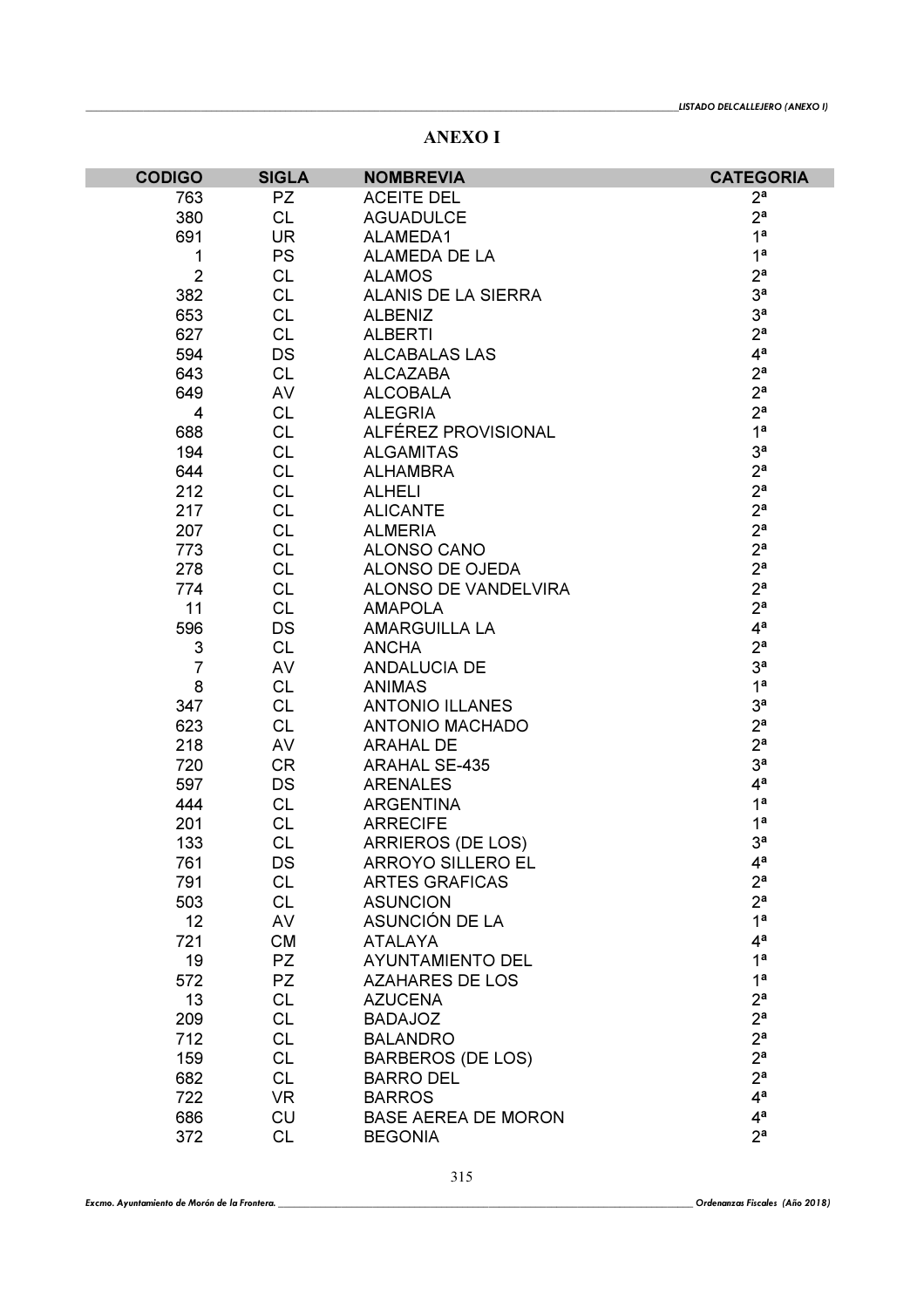# ANEXO I

| CODIGO | SIGLA | NOMBREVIA | CATEGORIA |
|---|---|---|---|
| 763 | PZ | ACEITE DEL | 2ª |
| 380 | CL | AGUADULCE | 2ª |
| 691 | UR | ALAMEDA1 | 1ª |
| 1 | PS | ALAMEDA DE LA | 1ª |
| 2 | CL | ALAMOS | 2ª |
| 382 | CL | ALANIS DE LA SIERRA | 3ª |
| 653 | CL | ALBENIZ | 3ª |
| 627 | CL | ALBERTI | 2ª |
| 594 | DS | ALCABALAS LAS | 4ª |
| 643 | CL | ALCAZABA | 2ª |
| 649 | AV | ALCOBALA | 2ª |
| 4 | CL | ALEGRIA | 2ª |
| 688 | CL | ALFÉREZ PROVISIONAL | 1ª |
| 194 | CL | ALGAMITAS | 3ª |
| 644 | CL | ALHAMBRA | 2ª |
| 212 | CL | ALHELI | 2ª |
| 217 | CL | ALICANTE | 2ª |
| 207 | CL | ALMERIA | 2ª |
| 773 | CL | ALONSO CANO | 2ª |
| 278 | CL | ALONSO DE OJEDA | 2ª |
| 774 | CL | ALONSO DE VANDELVIRA | 2ª |
| 11 | CL | AMAPOLA | 2ª |
| 596 | DS | AMARGUILLA LA | 4ª |
| 3 | CL | ANCHA | 2ª |
| 7 | AV | ANDALUCIA DE | 3ª |
| 8 | CL | ANIMAS | 1ª |
| 347 | CL | ANTONIO ILLANES | 3ª |
| 623 | CL | ANTONIO MACHADO | 2ª |
| 218 | AV | ARAHAL DE | 2ª |
| 720 | CR | ARAHAL SE-435 | 3ª |
| 597 | DS | ARENALES | 4ª |
| 444 | CL | ARGENTINA | 1ª |
| 201 | CL | ARRECIFE | 1ª |
| 133 | CL | ARRIEROS (DE LOS) | 3ª |
| 761 | DS | ARROYO SILLERO EL | 4ª |
| 791 | CL | ARTES GRAFICAS | 2ª |
| 503 | CL | ASUNCION | 2ª |
| 12 | AV | ASUNCIÓN DE LA | 1ª |
| 721 | CM | ATALAYA | 4ª |
| 19 | PZ | AYUNTAMIENTO DEL | 1ª |
| 572 | PZ | AZAHARES DE LOS | 1ª |
| 13 | CL | AZUCENA | 2ª |
| 209 | CL | BADAJOZ | 2ª |
| 712 | CL | BALANDRO | 2ª |
| 159 | CL | BARBEROS (DE LOS) | 2ª |
| 682 | CL | BARRO DEL | 2ª |
| 722 | VR | BARROS | 4ª |
| 686 | CU | BASE AEREA DE MORON | 4ª |
| 372 | CL | BEGONIA | 2ª |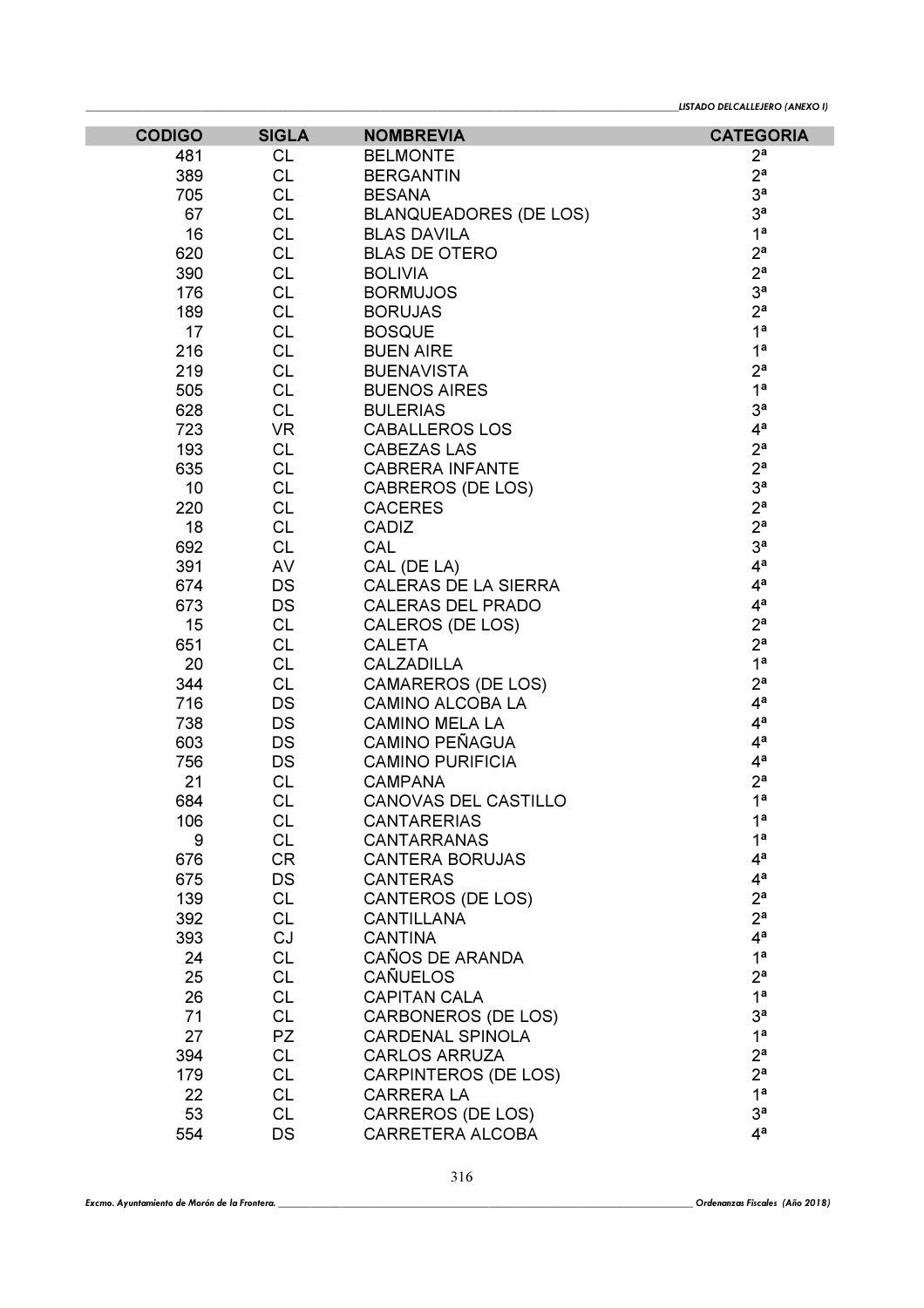| CODIGO | SIGLA | NOMBREVIA | CATEGORIA |
|---|---|---|---|
| 481 | CL | BELMONTE | 2ª |
| 389 | CL | BERGANTIN | 2ª |
| 705 | CL | BESANA | 3ª |
| 67 | CL | BLANQUEADORES (DE LOS) | 3ª |
| 16 | CL | BLAS DAVILA | 1ª |
| 620 | CL | BLAS DE OTERO | 2ª |
| 390 | CL | BOLIVIA | 2ª |
| 176 | CL | BORMUJOS | 3ª |
| 189 | CL | BORUJAS | 2ª |
| 17 | CL | BOSQUE | 1ª |
| 216 | CL | BUEN AIRE | 1ª |
| 219 | CL | BUENAVISTA | 2ª |
| 505 | CL | BUENOS AIRES | 1ª |
| 628 | CL | BULERIAS | 3ª |
| 723 | VR | CABALLEROS LOS | 4ª |
| 193 | CL | CABEZAS LAS | 2ª |
| 635 | CL | CABRERA INFANTE | 2ª |
| 10 | CL | CABREROS (DE LOS) | 3ª |
| 220 | CL | CACERES | 2ª |
| 18 | CL | CADIZ | 2ª |
| 692 | CL | CAL | 3ª |
| 391 | AV | CAL (DE LA) | 4ª |
| 674 | DS | CALERAS DE LA SIERRA | 4ª |
| 673 | DS | CALERAS DEL PRADO | 4ª |
| 15 | CL | CALEROS (DE LOS) | 2ª |
| 651 | CL | CALETA | 2ª |
| 20 | CL | CALZADILLA | 1ª |
| 344 | CL | CAMAREROS (DE LOS) | 2ª |
| 716 | DS | CAMINO ALCOBA LA | 4ª |
| 738 | DS | CAMINO MELA LA | 4ª |
| 603 | DS | CAMINO PEÑAGUA | 4ª |
| 756 | DS | CAMINO PURIFICIA | 4ª |
| 21 | CL | CAMPANA | 2ª |
| 684 | CL | CANOVAS DEL CASTILLO | 1ª |
| 106 | CL | CANTARERIAS | 1ª |
| 9 | CL | CANTARRANAS | 1ª |
| 676 | CR | CANTERA BORUJAS | 4ª |
| 675 | DS | CANTERAS | 4ª |
| 139 | CL | CANTEROS (DE LOS) | 2ª |
| 392 | CL | CANTILLANA | 2ª |
| 393 | CJ | CANTINA | 4ª |
| 24 | CL | CAÑOS DE ARANDA | 1ª |
| 25 | CL | CAÑUELOS | 2ª |
| 26 | CL | CAPITAN CALA | 1ª |
| 71 | CL | CARBONEROS (DE LOS) | 3ª |
| 27 | PZ | CARDENAL SPINOLA | 1ª |
| 394 | CL | CARLOS ARRUZA | 2ª |
| 179 | CL | CARPINTEROS (DE LOS) | 2ª |
| 22 | CL | CARRERA LA | 1ª |
| 53 | CL | CARREROS (DE LOS) | 3ª |
| 554 | DS | CARRETERA ALCOBA | 4ª |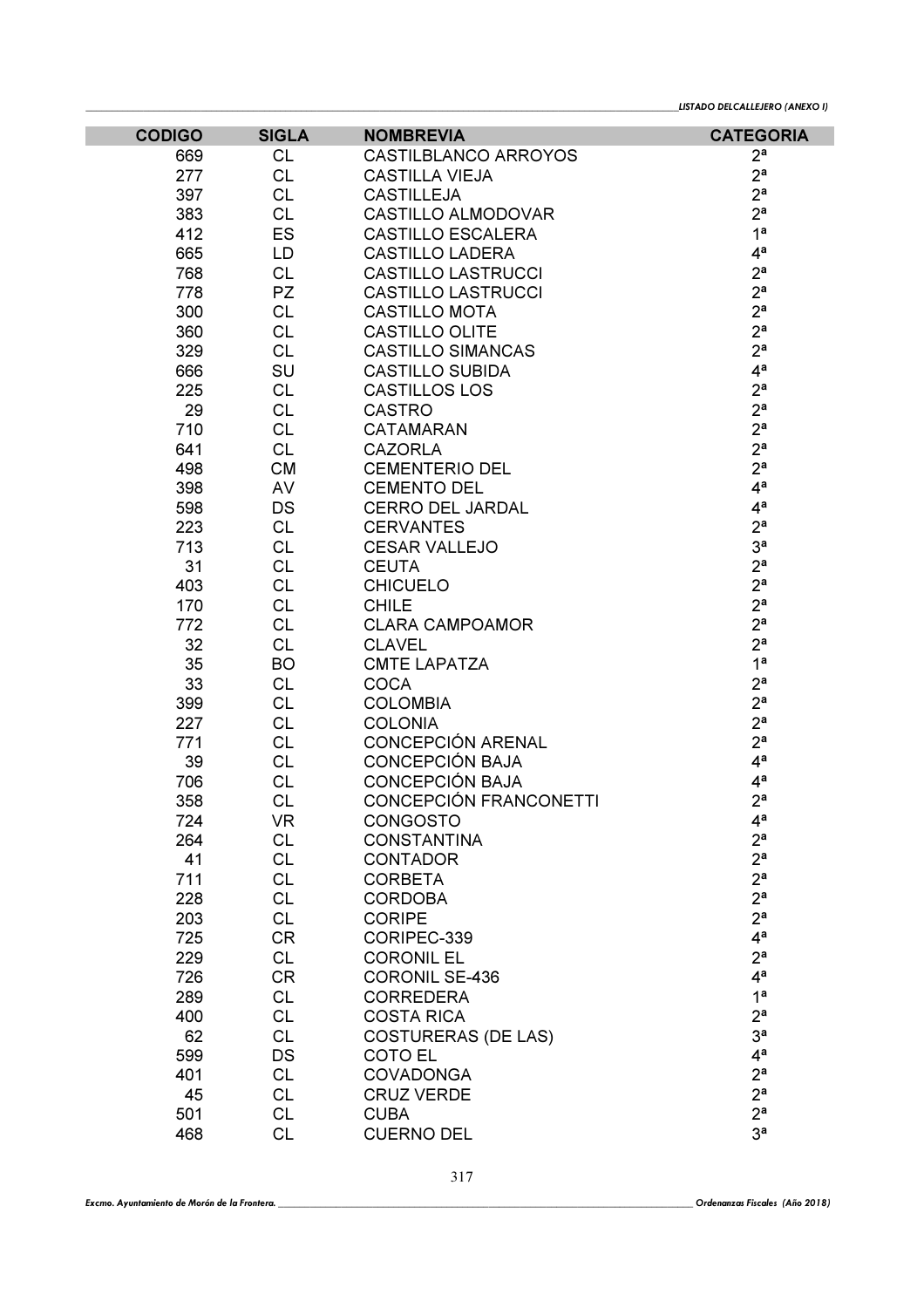| CODIGO | SIGLA | NOMBREVIA | CATEGORIA |
|---|---|---|---|
| 669 | CL | CASTILBLANCO ARROYOS | 2ª |
| 277 | CL | CASTILLA VIEJA | 2ª |
| 397 | CL | CASTILLEJA | 2ª |
| 383 | CL | CASTILLO ALMODOVAR | 2ª |
| 412 | ES | CASTILLO ESCALERA | 1ª |
| 665 | LD | CASTILLO LADERA | 4ª |
| 768 | CL | CASTILLO LASTRUCCI | 2ª |
| 778 | PZ | CASTILLO LASTRUCCI | 2ª |
| 300 | CL | CASTILLO MOTA | 2ª |
| 360 | CL | CASTILLO OLITE | 2ª |
| 329 | CL | CASTILLO SIMANCAS | 2ª |
| 666 | SU | CASTILLO SUBIDA | 4ª |
| 225 | CL | CASTILLOS LOS | 2ª |
| 29 | CL | CASTRO | 2ª |
| 710 | CL | CATAMARAN | 2ª |
| 641 | CL | CAZORLA | 2ª |
| 498 | CM | CEMENTERIO DEL | 2ª |
| 398 | AV | CEMENTO DEL | 4ª |
| 598 | DS | CERRO DEL JARDAL | 4ª |
| 223 | CL | CERVANTES | 2ª |
| 713 | CL | CESAR VALLEJO | 3ª |
| 31 | CL | CEUTA | 2ª |
| 403 | CL | CHICUELO | 2ª |
| 170 | CL | CHILE | 2ª |
| 772 | CL | CLARA CAMPOAMOR | 2ª |
| 32 | CL | CLAVEL | 2ª |
| 35 | BO | CMTE LAPATZA | 1ª |
| 33 | CL | COCA | 2ª |
| 399 | CL | COLOMBIA | 2ª |
| 227 | CL | COLONIA | 2ª |
| 771 | CL | CONCEPCIÓN ARENAL | 2ª |
| 39 | CL | CONCEPCIÓN BAJA | 4ª |
| 706 | CL | CONCEPCIÓN BAJA | 4ª |
| 358 | CL | CONCEPCIÓN FRANCONETTI | 2ª |
| 724 | VR | CONGOSTO | 4ª |
| 264 | CL | CONSTANTINA | 2ª |
| 41 | CL | CONTADOR | 2ª |
| 711 | CL | CORBETA | 2ª |
| 228 | CL | CORDOBA | 2ª |
| 203 | CL | CORIPE | 2ª |
| 725 | CR | CORIPEC-339 | 4ª |
| 229 | CL | CORONIL EL | 2ª |
| 726 | CR | CORONIL SE-436 | 4ª |
| 289 | CL | CORREDERA | 1ª |
| 400 | CL | COSTA RICA | 2ª |
| 62 | CL | COSTURERAS (DE LAS) | 3ª |
| 599 | DS | COTO EL | 4ª |
| 401 | CL | COVADONGA | 2ª |
| 45 | CL | CRUZ VERDE | 2ª |
| 501 | CL | CUBA | 2ª |
| 468 | CL | CUERNO DEL | 3ª |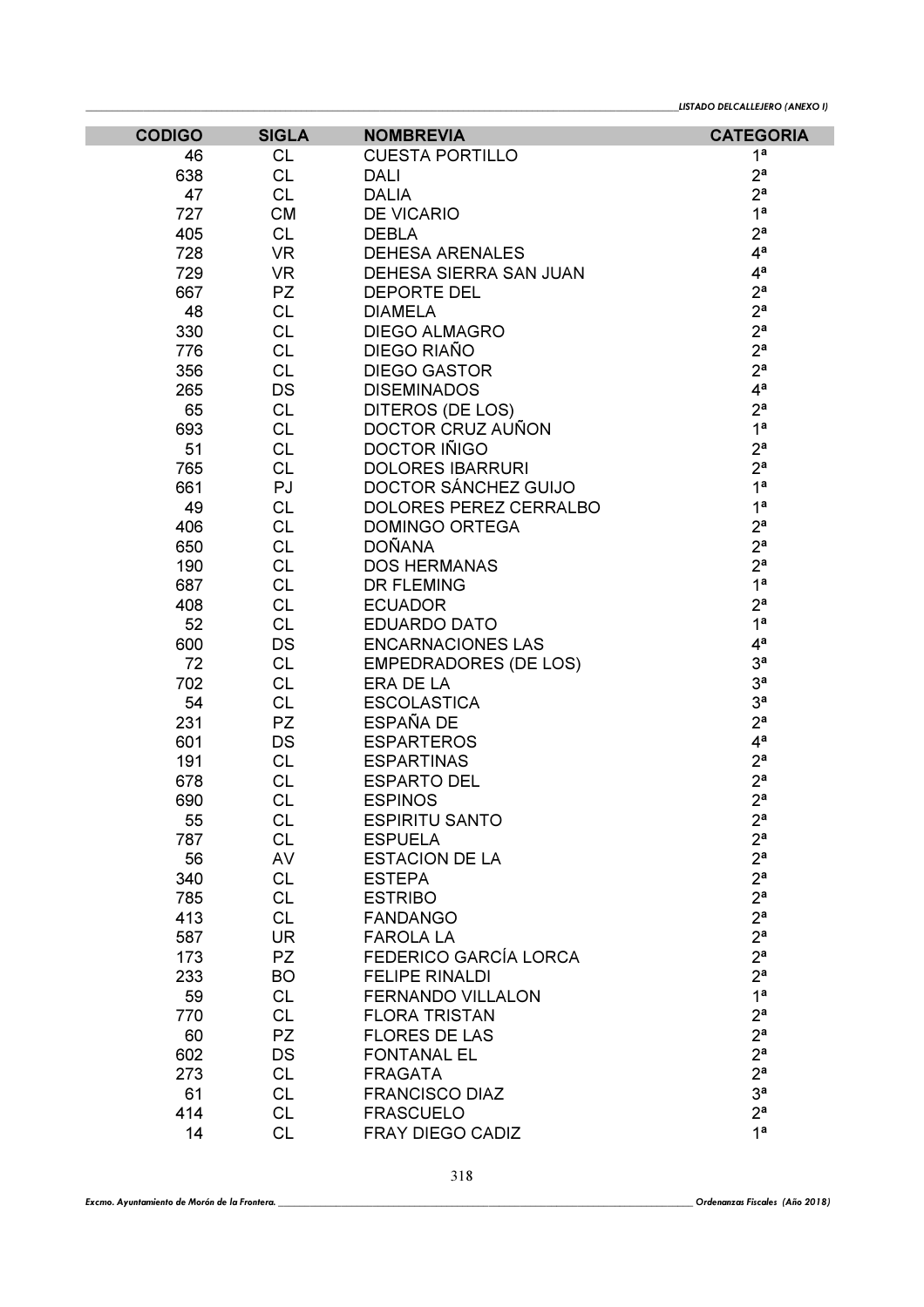| CODIGO | SIGLA | NOMBREVIA | CATEGORIA |
|---|---|---|---|
| 46 | CL | CUESTA PORTILLO | 1ª |
| 638 | CL | DALI | 2ª |
| 47 | CL | DALIA | 2ª |
| 727 | CM | DE VICARIO | 1ª |
| 405 | CL | DEBLA | 2ª |
| 728 | VR | DEHESA ARENALES | 4ª |
| 729 | VR | DEHESA SIERRA SAN JUAN | 4ª |
| 667 | PZ | DEPORTE DEL | 2ª |
| 48 | CL | DIAMELA | 2ª |
| 330 | CL | DIEGO ALMAGRO | 2ª |
| 776 | CL | DIEGO RIAÑO | 2ª |
| 356 | CL | DIEGO GASTOR | 2ª |
| 265 | DS | DISEMINADOS | 4ª |
| 65 | CL | DITEROS (DE LOS) | 2ª |
| 693 | CL | DOCTOR CRUZ AUÑON | 1ª |
| 51 | CL | DOCTOR IÑIGO | 2ª |
| 765 | CL | DOLORES IBARRURI | 2ª |
| 661 | PJ | DOCTOR SÁNCHEZ GUIJO | 1ª |
| 49 | CL | DOLORES PEREZ CERRALBO | 1ª |
| 406 | CL | DOMINGO ORTEGA | 2ª |
| 650 | CL | DOÑANA | 2ª |
| 190 | CL | DOS HERMANAS | 2ª |
| 687 | CL | DR FLEMING | 1ª |
| 408 | CL | ECUADOR | 2ª |
| 52 | CL | EDUARDO DATO | 1ª |
| 600 | DS | ENCARNACIONES LAS | 4ª |
| 72 | CL | EMPEDRADORES (DE LOS) | 3ª |
| 702 | CL | ERA DE LA | 3ª |
| 54 | CL | ESCOLASTICA | 3ª |
| 231 | PZ | ESPAÑA DE | 2ª |
| 601 | DS | ESPARTEROS | 4ª |
| 191 | CL | ESPARTINAS | 2ª |
| 678 | CL | ESPARTO DEL | 2ª |
| 690 | CL | ESPINOS | 2ª |
| 55 | CL | ESPIRITU SANTO | 2ª |
| 787 | CL | ESPUELA | 2ª |
| 56 | AV | ESTACION DE LA | 2ª |
| 340 | CL | ESTEPA | 2ª |
| 785 | CL | ESTRIBO | 2ª |
| 413 | CL | FANDANGO | 2ª |
| 587 | UR | FAROLA LA | 2ª |
| 173 | PZ | FEDERICO GARCÍA LORCA | 2ª |
| 233 | BO | FELIPE RINALDI | 2ª |
| 59 | CL | FERNANDO VILLALON | 1ª |
| 770 | CL | FLORA TRISTAN | 2ª |
| 60 | PZ | FLORES DE LAS | 2ª |
| 602 | DS | FONTANAL EL | 2ª |
| 273 | CL | FRAGATA | 2ª |
| 61 | CL | FRANCISCO DIAZ | 3ª |
| 414 | CL | FRASCUELO | 2ª |
| 14 | CL | FRAY DIEGO CADIZ | 1ª |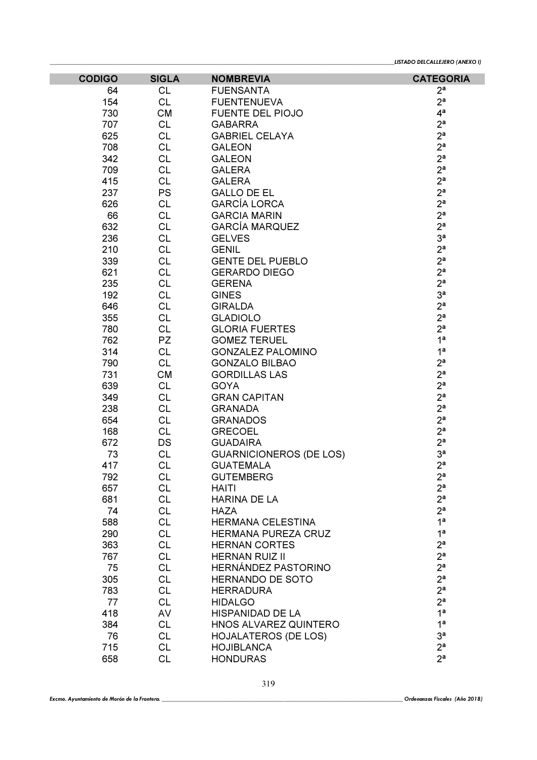| CODIGO | SIGLA | NOMBREVIA | CATEGORIA |
|---|---|---|---|
| 64 | CL | FUENSANTA | 2ª |
| 154 | CL | FUENTENUEVA | 2ª |
| 730 | CM | FUENTE DEL PIOJO | 4ª |
| 707 | CL | GABARRA | 2ª |
| 625 | CL | GABRIEL CELAYA | 2ª |
| 708 | CL | GALEON | 2ª |
| 342 | CL | GALEON | 2ª |
| 709 | CL | GALERA | 2ª |
| 415 | CL | GALERA | 2ª |
| 237 | PS | GALLO DE EL | 2ª |
| 626 | CL | GARCÍA LORCA | 2ª |
| 66 | CL | GARCIA MARIN | 2ª |
| 632 | CL | GARCÍA MARQUEZ | 2ª |
| 236 | CL | GELVES | 3ª |
| 210 | CL | GENIL | 2ª |
| 339 | CL | GENTE DEL PUEBLO | 2ª |
| 621 | CL | GERARDO DIEGO | 2ª |
| 235 | CL | GERENA | 2ª |
| 192 | CL | GINES | 3ª |
| 646 | CL | GIRALDA | 2ª |
| 355 | CL | GLADIOLO | 2ª |
| 780 | CL | GLORIA FUERTES | 2ª |
| 762 | PZ | GOMEZ TERUEL | 1ª |
| 314 | CL | GONZALEZ PALOMINO | 1ª |
| 790 | CL | GONZALO BILBAO | 2ª |
| 731 | CM | GORDILLAS LAS | 2ª |
| 639 | CL | GOYA | 2ª |
| 349 | CL | GRAN CAPITAN | 2ª |
| 238 | CL | GRANADA | 2ª |
| 654 | CL | GRANADOS | 2ª |
| 168 | CL | GRECOEL | 2ª |
| 672 | DS | GUADAIRA | 2ª |
| 73 | CL | GUARNICIONEROS (DE LOS) | 3ª |
| 417 | CL | GUATEMALA | 2ª |
| 792 | CL | GUTEMBERG | 2ª |
| 657 | CL | HAITI | 2ª |
| 681 | CL | HARINA DE LA | 2ª |
| 74 | CL | HAZA | 2ª |
| 588 | CL | HERMANA CELESTINA | 1ª |
| 290 | CL | HERMANA PUREZA CRUZ | 1ª |
| 363 | CL | HERNAN CORTES | 2ª |
| 767 | CL | HERNAN RUIZ II | 2ª |
| 75 | CL | HERNÁNDEZ PASTORINO | 2ª |
| 305 | CL | HERNANDO DE SOTO | 2ª |
| 783 | CL | HERRADURA | 2ª |
| 77 | CL | HIDALGO | 2ª |
| 418 | AV | HISPANIDAD DE LA | 1ª |
| 384 | CL | HNOS ALVAREZ QUINTERO | 1ª |
| 76 | CL | HOJALATEROS (DE LOS) | 3ª |
| 715 | CL | HOJIBLANCA | 2ª |
| 658 | CL | HONDURAS | 2ª |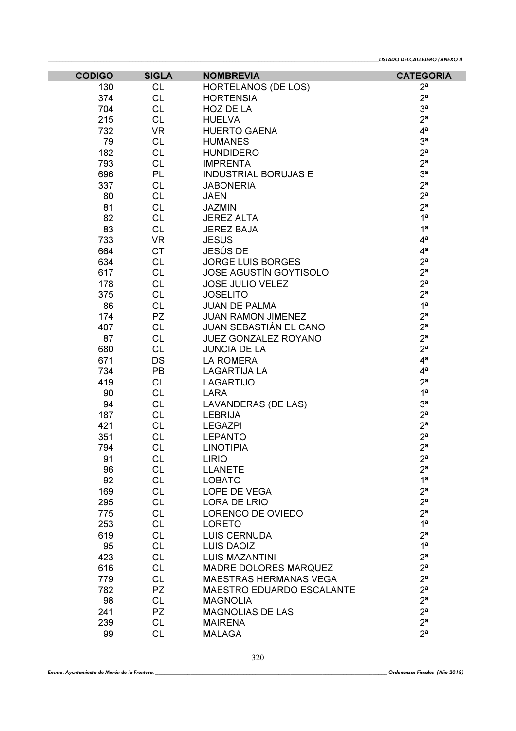| CODIGO | SIGLA | NOMBREVIA | CATEGORIA |
|---|---|---|---|
| 130 | CL | HORTELANOS (DE LOS) | 2ª |
| 374 | CL | HORTENSIA | 2ª |
| 704 | CL | HOZ DE LA | 3ª |
| 215 | CL | HUELVA | 2ª |
| 732 | VR | HUERTO GAENA | 4ª |
| 79 | CL | HUMANES | 3ª |
| 182 | CL | HUNDIDERO | 2ª |
| 793 | CL | IMPRENTA | 2ª |
| 696 | PL | INDUSTRIAL BORUJAS E | 3ª |
| 337 | CL | JABONERIA | 2ª |
| 80 | CL | JAEN | 2ª |
| 81 | CL | JAZMIN | 2ª |
| 82 | CL | JEREZ ALTA | 1ª |
| 83 | CL | JEREZ BAJA | 1ª |
| 733 | VR | JESUS | 4ª |
| 664 | CT | JESÚS DE | 4ª |
| 634 | CL | JORGE LUIS BORGES | 2ª |
| 617 | CL | JOSE AGUSTÍN GOYTISOLO | 2ª |
| 178 | CL | JOSE JULIO VELEZ | 2ª |
| 375 | CL | JOSELITO | 2ª |
| 86 | CL | JUAN DE PALMA | 1ª |
| 174 | PZ | JUAN RAMON JIMENEZ | 2ª |
| 407 | CL | JUAN SEBASTIÁN EL CANO | 2ª |
| 87 | CL | JUEZ GONZALEZ ROYANO | 2ª |
| 680 | CL | JUNCIA DE LA | 2ª |
| 671 | DS | LA ROMERA | 4ª |
| 734 | PB | LAGARTIJA LA | 4ª |
| 419 | CL | LAGARTIJO | 2ª |
| 90 | CL | LARA | 1ª |
| 94 | CL | LAVANDERAS (DE LAS) | 3ª |
| 187 | CL | LEBRIJA | 2ª |
| 421 | CL | LEGAZPI | 2ª |
| 351 | CL | LEPANTO | 2ª |
| 794 | CL | LINOTIPIA | 2ª |
| 91 | CL | LIRIO | 2ª |
| 96 | CL | LLANETE | 2ª |
| 92 | CL | LOBATO | 1ª |
| 169 | CL | LOPE DE VEGA | 2ª |
| 295 | CL | LORA DE LRIO | 2ª |
| 775 | CL | LORENCO DE OVIEDO | 2ª |
| 253 | CL | LORETO | 1ª |
| 619 | CL | LUIS CERNUDA | 2ª |
| 95 | CL | LUIS DAOIZ | 1ª |
| 423 | CL | LUIS MAZANTINI | 2ª |
| 616 | CL | MADRE DOLORES MARQUEZ | 2ª |
| 779 | CL | MAESTRAS HERMANAS VEGA | 2ª |
| 782 | PZ | MAESTRO EDUARDO ESCALANTE | 2ª |
| 98 | CL | MAGNOLIA | 2ª |
| 241 | PZ | MAGNOLIAS DE LAS | 2ª |
| 239 | CL | MAIRENA | 2ª |
| 99 | CL | MALAGA | 2ª |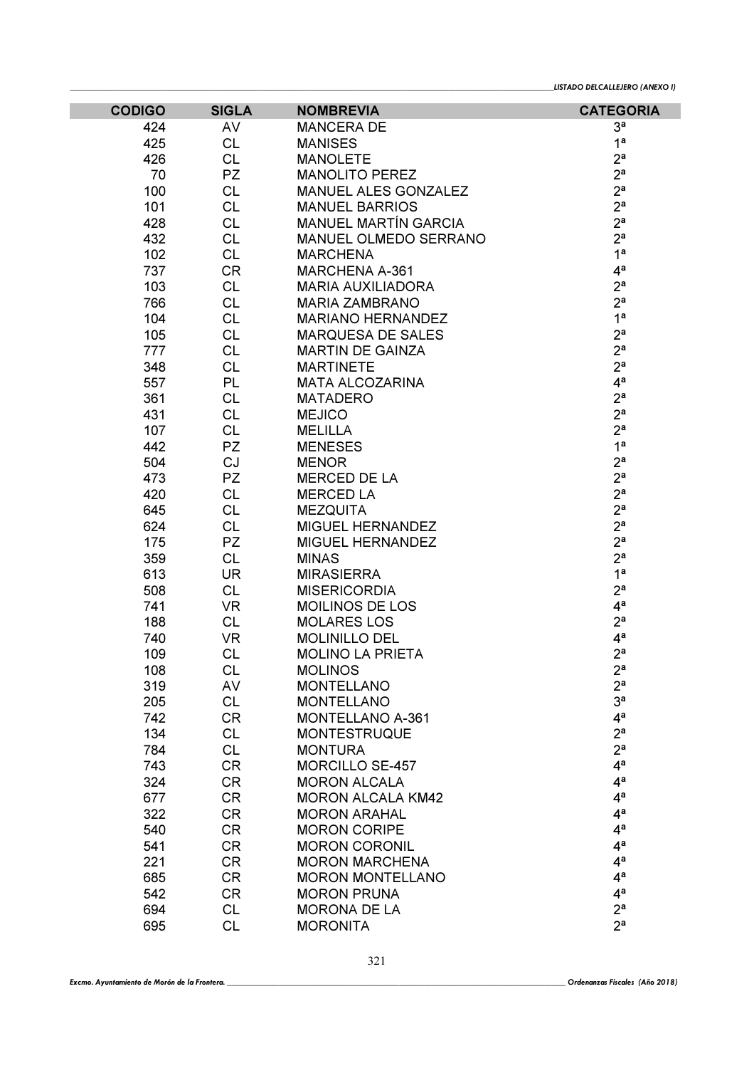| CODIGO | SIGLA | NOMBREVIA | CATEGORIA |
|---|---|---|---|
| 424 | AV | MANCERA DE | 3ª |
| 425 | CL | MANISES | 1ª |
| 426 | CL | MANOLETE | 2ª |
| 70 | PZ | MANOLITO PEREZ | 2ª |
| 100 | CL | MANUEL ALES GONZALEZ | 2ª |
| 101 | CL | MANUEL BARRIOS | 2ª |
| 428 | CL | MANUEL MARTÍN GARCIA | 2ª |
| 432 | CL | MANUEL OLMEDO SERRANO | 2ª |
| 102 | CL | MARCHENA | 1ª |
| 737 | CR | MARCHENA A-361 | 4ª |
| 103 | CL | MARIA AUXILIADORA | 2ª |
| 766 | CL | MARIA ZAMBRANO | 2ª |
| 104 | CL | MARIANO HERNANDEZ | 1ª |
| 105 | CL | MARQUESA DE SALES | 2ª |
| 777 | CL | MARTIN DE GAINZA | 2ª |
| 348 | CL | MARTINETE | 2ª |
| 557 | PL | MATA ALCOZARINA | 4ª |
| 361 | CL | MATADERO | 2ª |
| 431 | CL | MEJICO | 2ª |
| 107 | CL | MELILLA | 2ª |
| 442 | PZ | MENESES | 1ª |
| 504 | CJ | MENOR | 2ª |
| 473 | PZ | MERCED DE LA | 2ª |
| 420 | CL | MERCED LA | 2ª |
| 645 | CL | MEZQUITA | 2ª |
| 624 | CL | MIGUEL HERNANDEZ | 2ª |
| 175 | PZ | MIGUEL HERNANDEZ | 2ª |
| 359 | CL | MINAS | 2ª |
| 613 | UR | MIRASIERRA | 1ª |
| 508 | CL | MISERICORDIA | 2ª |
| 741 | VR | MOILINOS DE LOS | 4ª |
| 188 | CL | MOLARES LOS | 2ª |
| 740 | VR | MOLINILLO DEL | 4ª |
| 109 | CL | MOLINO LA PRIETA | 2ª |
| 108 | CL | MOLINOS | 2ª |
| 319 | AV | MONTELLANO | 2ª |
| 205 | CL | MONTELLANO | 3ª |
| 742 | CR | MONTELLANO A-361 | 4ª |
| 134 | CL | MONTESTRUQUE | 2ª |
| 784 | CL | MONTURA | 2ª |
| 743 | CR | MORCILLO SE-457 | 4ª |
| 324 | CR | MORON ALCALA | 4ª |
| 677 | CR | MORON ALCALA KM42 | 4ª |
| 322 | CR | MORON ARAHAL | 4ª |
| 540 | CR | MORON CORIPE | 4ª |
| 541 | CR | MORON CORONIL | 4ª |
| 221 | CR | MORON MARCHENA | 4ª |
| 685 | CR | MORON MONTELLANO | 4ª |
| 542 | CR | MORON PRUNA | 4ª |
| 694 | CL | MORONA DE LA | 2ª |
| 695 | CL | MORONITA | 2ª |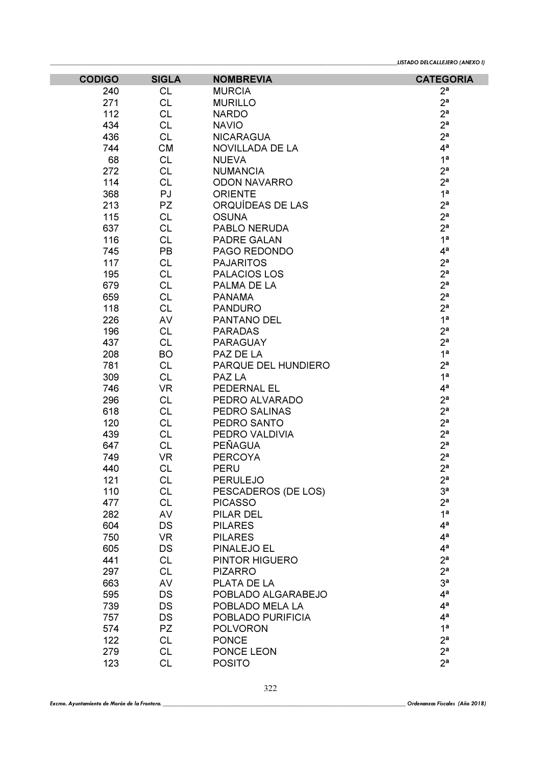| CODIGO | SIGLA | NOMBREVIA | CATEGORIA |
|---|---|---|---|
| 240 | CL | MURCIA | 2ª |
| 271 | CL | MURILLO | 2ª |
| 112 | CL | NARDO | 2ª |
| 434 | CL | NAVIO | 2ª |
| 436 | CL | NICARAGUA | 2ª |
| 744 | CM | NOVILLADA DE LA | 4ª |
| 68 | CL | NUEVA | 1ª |
| 272 | CL | NUMANCIA | 2ª |
| 114 | CL | ODON NAVARRO | 2ª |
| 368 | PJ | ORIENTE | 1ª |
| 213 | PZ | ORQUÍDEAS DE LAS | 2ª |
| 115 | CL | OSUNA | 2ª |
| 637 | CL | PABLO NERUDA | 2ª |
| 116 | CL | PADRE GALAN | 1ª |
| 745 | PB | PAGO REDONDO | 4ª |
| 117 | CL | PAJARITOS | 2ª |
| 195 | CL | PALACIOS LOS | 2ª |
| 679 | CL | PALMA DE LA | 2ª |
| 659 | CL | PANAMA | 2ª |
| 118 | CL | PANDURO | 2ª |
| 226 | AV | PANTANO DEL | 1ª |
| 196 | CL | PARADAS | 2ª |
| 437 | CL | PARAGUAY | 2ª |
| 208 | BO | PAZ DE LA | 1ª |
| 781 | CL | PARQUE DEL HUNDIERO | 2ª |
| 309 | CL | PAZ LA | 1ª |
| 746 | VR | PEDERNAL EL | 4ª |
| 296 | CL | PEDRO ALVARADO | 2ª |
| 618 | CL | PEDRO SALINAS | 2ª |
| 120 | CL | PEDRO SANTO | 2ª |
| 439 | CL | PEDRO VALDIVIA | 2ª |
| 647 | CL | PEÑAGUA | 2ª |
| 749 | VR | PERCOYA | 2ª |
| 440 | CL | PERU | 2ª |
| 121 | CL | PERULEJO | 2ª |
| 110 | CL | PESCADEROS (DE LOS) | 3ª |
| 477 | CL | PICASSO | 2ª |
| 282 | AV | PILAR DEL | 1ª |
| 604 | DS | PILARES | 4ª |
| 750 | VR | PILARES | 4ª |
| 605 | DS | PINALEJO EL | 4ª |
| 441 | CL | PINTOR HIGUERO | 2ª |
| 297 | CL | PIZARRO | 2ª |
| 663 | AV | PLATA DE LA | 3ª |
| 595 | DS | POBLADO ALGARABEJO | 4ª |
| 739 | DS | POBLADO MELA LA | 4ª |
| 757 | DS | POBLADO PURIFICIA | 4ª |
| 574 | PZ | POLVORON | 1ª |
| 122 | CL | PONCE | 2ª |
| 279 | CL | PONCE LEON | 2ª |
| 123 | CL | POSITO | 2ª |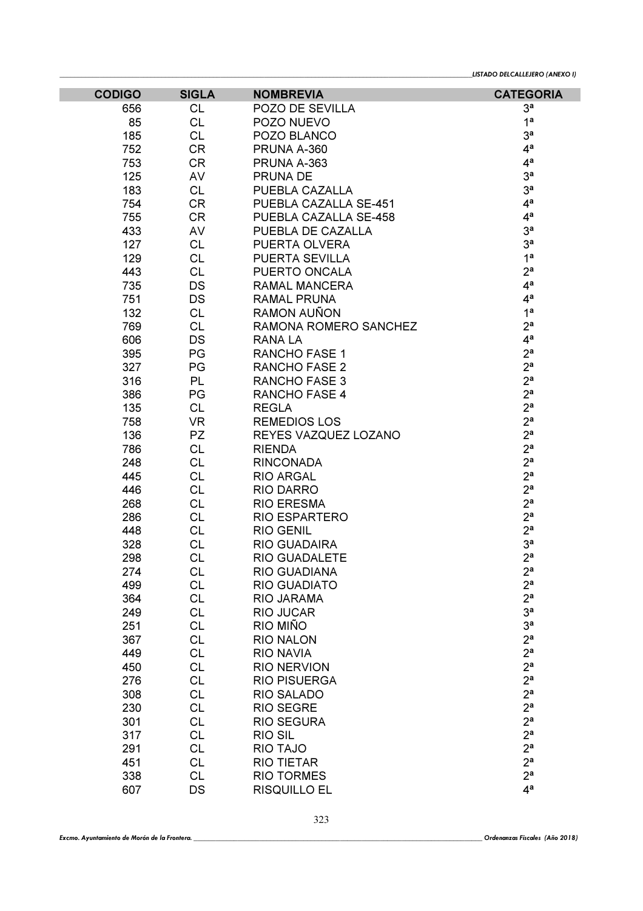| CODIGO | SIGLA | NOMBREVIA | CATEGORIA |
|---|---|---|---|
| 656 | CL | POZO DE SEVILLA | 3ª |
| 85 | CL | POZO NUEVO | 1ª |
| 185 | CL | POZO BLANCO | 3ª |
| 752 | CR | PRUNA A-360 | 4ª |
| 753 | CR | PRUNA A-363 | 4ª |
| 125 | AV | PRUNA DE | 3ª |
| 183 | CL | PUEBLA CAZALLA | 3ª |
| 754 | CR | PUEBLA CAZALLA SE-451 | 4ª |
| 755 | CR | PUEBLA CAZALLA SE-458 | 4ª |
| 433 | AV | PUEBLA DE CAZALLA | 3ª |
| 127 | CL | PUERTA OLVERA | 3ª |
| 129 | CL | PUERTA SEVILLA | 1ª |
| 443 | CL | PUERTO ONCALA | 2ª |
| 735 | DS | RAMAL MANCERA | 4ª |
| 751 | DS | RAMAL PRUNA | 4ª |
| 132 | CL | RAMON AUÑON | 1ª |
| 769 | CL | RAMONA ROMERO SANCHEZ | 2ª |
| 606 | DS | RANA LA | 4ª |
| 395 | PG | RANCHO FASE 1 | 2ª |
| 327 | PG | RANCHO FASE 2 | 2ª |
| 316 | PL | RANCHO FASE 3 | 2ª |
| 386 | PG | RANCHO FASE 4 | 2ª |
| 135 | CL | REGLA | 2ª |
| 758 | VR | REMEDIOS LOS | 2ª |
| 136 | PZ | REYES VAZQUEZ LOZANO | 2ª |
| 786 | CL | RIENDA | 2ª |
| 248 | CL | RINCONADA | 2ª |
| 445 | CL | RIO ARGAL | 2ª |
| 446 | CL | RIO DARRO | 2ª |
| 268 | CL | RIO ERESMA | 2ª |
| 286 | CL | RIO ESPARTERO | 2ª |
| 448 | CL | RIO GENIL | 2ª |
| 328 | CL | RIO GUADAIRA | 3ª |
| 298 | CL | RIO GUADALETE | 2ª |
| 274 | CL | RIO GUADIANA | 2ª |
| 499 | CL | RIO GUADIATO | 2ª |
| 364 | CL | RIO JARAMA | 2ª |
| 249 | CL | RIO JUCAR | 3ª |
| 251 | CL | RIO MIÑO | 3ª |
| 367 | CL | RIO NALON | 2ª |
| 449 | CL | RIO NAVIA | 2ª |
| 450 | CL | RIO NERVION | 2ª |
| 276 | CL | RIO PISUERGA | 2ª |
| 308 | CL | RIO SALADO | 2ª |
| 230 | CL | RIO SEGRE | 2ª |
| 301 | CL | RIO SEGURA | 2ª |
| 317 | CL | RIO SIL | 2ª |
| 291 | CL | RIO TAJO | 2ª |
| 451 | CL | RIO TIETAR | 2ª |
| 338 | CL | RIO TORMES | 2ª |
| 607 | DS | RISQUILLO EL | 4ª |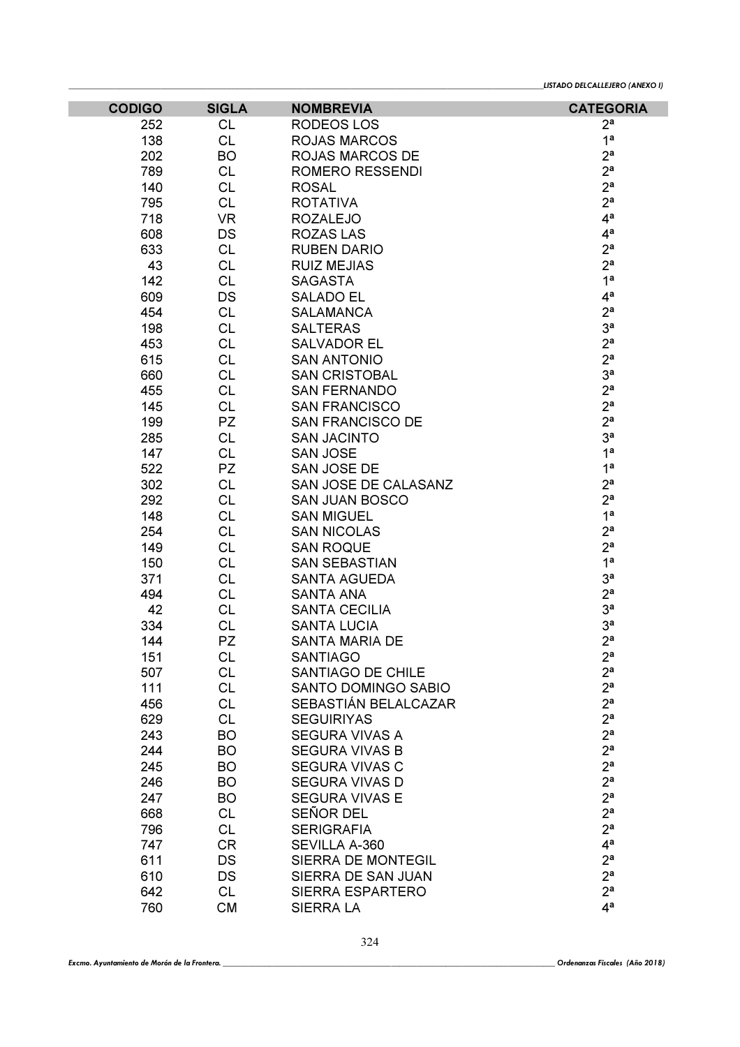| CODIGO | SIGLA | NOMBREVIA | CATEGORIA |
|---|---|---|---|
| 252 | CL | RODEOS LOS | 2ª |
| 138 | CL | ROJAS MARCOS | 1ª |
| 202 | BO | ROJAS MARCOS DE | 2ª |
| 789 | CL | ROMERO RESSENDI | 2ª |
| 140 | CL | ROSAL | 2ª |
| 795 | CL | ROTATIVA | 2ª |
| 718 | VR | ROZALEJO | 4ª |
| 608 | DS | ROZAS LAS | 4ª |
| 633 | CL | RUBEN DARIO | 2ª |
| 43 | CL | RUIZ MEJIAS | 2ª |
| 142 | CL | SAGASTA | 1ª |
| 609 | DS | SALADO EL | 4ª |
| 454 | CL | SALAMANCA | 2ª |
| 198 | CL | SALTERAS | 3ª |
| 453 | CL | SALVADOR EL | 2ª |
| 615 | CL | SAN ANTONIO | 2ª |
| 660 | CL | SAN CRISTOBAL | 3ª |
| 455 | CL | SAN FERNANDO | 2ª |
| 145 | CL | SAN FRANCISCO | 2ª |
| 199 | PZ | SAN FRANCISCO DE | 2ª |
| 285 | CL | SAN JACINTO | 3ª |
| 147 | CL | SAN JOSE | 1ª |
| 522 | PZ | SAN JOSE DE | 1ª |
| 302 | CL | SAN JOSE DE CALASANZ | 2ª |
| 292 | CL | SAN JUAN BOSCO | 2ª |
| 148 | CL | SAN MIGUEL | 1ª |
| 254 | CL | SAN NICOLAS | 2ª |
| 149 | CL | SAN ROQUE | 2ª |
| 150 | CL | SAN SEBASTIAN | 1ª |
| 371 | CL | SANTA AGUEDA | 3ª |
| 494 | CL | SANTA ANA | 2ª |
| 42 | CL | SANTA CECILIA | 3ª |
| 334 | CL | SANTA LUCIA | 3ª |
| 144 | PZ | SANTA MARIA DE | 2ª |
| 151 | CL | SANTIAGO | 2ª |
| 507 | CL | SANTIAGO DE CHILE | 2ª |
| 111 | CL | SANTO DOMINGO SABIO | 2ª |
| 456 | CL | SEBASTIÁN BELALCAZAR | 2ª |
| 629 | CL | SEGUIRIYAS | 2ª |
| 243 | BO | SEGURA VIVAS A | 2ª |
| 244 | BO | SEGURA VIVAS B | 2ª |
| 245 | BO | SEGURA VIVAS C | 2ª |
| 246 | BO | SEGURA VIVAS D | 2ª |
| 247 | BO | SEGURA VIVAS E | 2ª |
| 668 | CL | SEÑOR DEL | 2ª |
| 796 | CL | SERIGRAFIA | 2ª |
| 747 | CR | SEVILLA A-360 | 4ª |
| 611 | DS | SIERRA DE MONTEGIL | 2ª |
| 610 | DS | SIERRA DE SAN JUAN | 2ª |
| 642 | CL | SIERRA ESPARTERO | 2ª |
| 760 | CM | SIERRA LA | 4ª |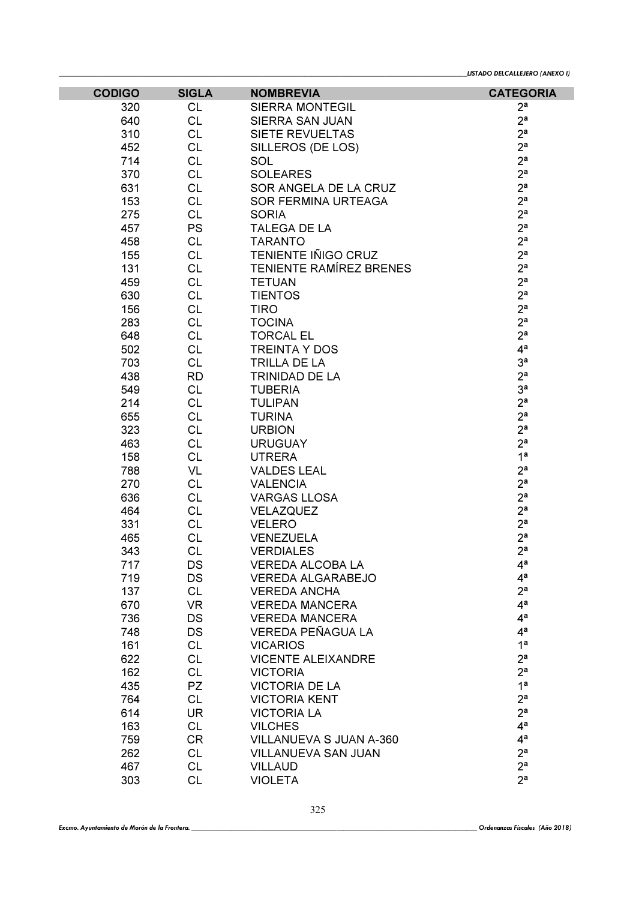| CODIGO | SIGLA | NOMBREVIA | CATEGORIA |
| --- | --- | --- | --- |
| 320 | CL | SIERRA MONTEGIL | 2ª |
| 640 | CL | SIERRA SAN JUAN | 2ª |
| 310 | CL | SIETE REVUELTAS | 2ª |
| 452 | CL | SILLEROS (DE LOS) | 2ª |
| 714 | CL | SOL | 2ª |
| 370 | CL | SOLEARES | 2ª |
| 631 | CL | SOR ANGELA DE LA CRUZ | 2ª |
| 153 | CL | SOR FERMINA URTEAGA | 2ª |
| 275 | CL | SORIA | 2ª |
| 457 | PS | TALEGA DE LA | 2ª |
| 458 | CL | TARANTO | 2ª |
| 155 | CL | TENIENTE IÑIGO CRUZ | 2ª |
| 131 | CL | TENIENTE RAMÍREZ BRENES | 2ª |
| 459 | CL | TETUAN | 2ª |
| 630 | CL | TIENTOS | 2ª |
| 156 | CL | TIRO | 2ª |
| 283 | CL | TOCINA | 2ª |
| 648 | CL | TORCAL EL | 2ª |
| 502 | CL | TREINTA Y DOS | 4ª |
| 703 | CL | TRILLA DE LA | 3ª |
| 438 | RD | TRINIDAD DE LA | 2ª |
| 549 | CL | TUBERIA | 3ª |
| 214 | CL | TULIPAN | 2ª |
| 655 | CL | TURINA | 2ª |
| 323 | CL | URBION | 2ª |
| 463 | CL | URUGUAY | 2ª |
| 158 | CL | UTRERA | 1ª |
| 788 | VL | VALDES LEAL | 2ª |
| 270 | CL | VALENCIA | 2ª |
| 636 | CL | VARGAS LLOSA | 2ª |
| 464 | CL | VELAZQUEZ | 2ª |
| 331 | CL | VELERO | 2ª |
| 465 | CL | VENEZUELA | 2ª |
| 343 | CL | VERDIALES | 2ª |
| 717 | DS | VEREDA ALCOBA LA | 4ª |
| 719 | DS | VEREDA ALGARABEJO | 4ª |
| 137 | CL | VEREDA ANCHA | 2ª |
| 670 | VR | VEREDA MANCERA | 4ª |
| 736 | DS | VEREDA MANCERA | 4ª |
| 748 | DS | VEREDA PEÑAGUA LA | 4ª |
| 161 | CL | VICARIOS | 1ª |
| 622 | CL | VICENTE ALEIXANDRE | 2ª |
| 162 | CL | VICTORIA | 2ª |
| 435 | PZ | VICTORIA DE LA | 1ª |
| 764 | CL | VICTORIA KENT | 2ª |
| 614 | UR | VICTORIA LA | 2ª |
| 163 | CL | VILCHES | 4ª |
| 759 | CR | VILLANUEVA S JUAN A-360 | 4ª |
| 262 | CL | VILLANUEVA SAN JUAN | 2ª |
| 467 | CL | VILLAUD | 2ª |
| 303 | CL | VIOLETA | 2ª |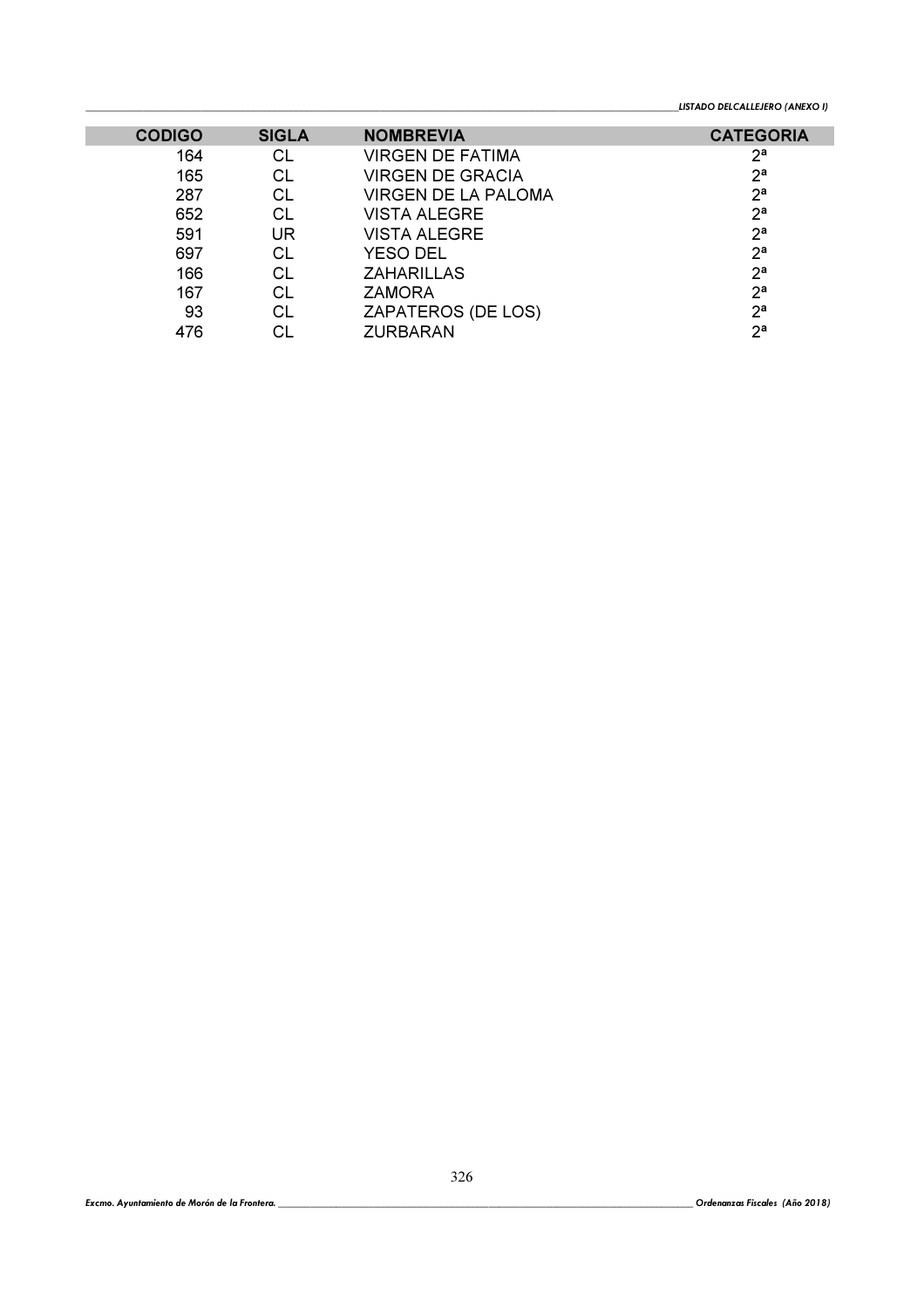| CODIGO | SIGLA | NOMBREVIA | CATEGORIA |
|---|---|---|---|
| 164 | CL | VIRGEN DE FATIMA | 2ª |
| 165 | CL | VIRGEN DE GRACIA | 2ª |
| 287 | CL | VIRGEN DE LA PALOMA | 2ª |
| 652 | CL | VISTA ALEGRE | 2ª |
| 591 | UR | VISTA ALEGRE | 2ª |
| 697 | CL | YESO DEL | 2ª |
| 166 | CL | ZAHARILLAS | 2ª |
| 167 | CL | ZAMORA | 2ª |
| 93 | CL | ZAPATEROS (DE LOS) | 2ª |
| 476 | CL | ZURBARAN | 2ª |